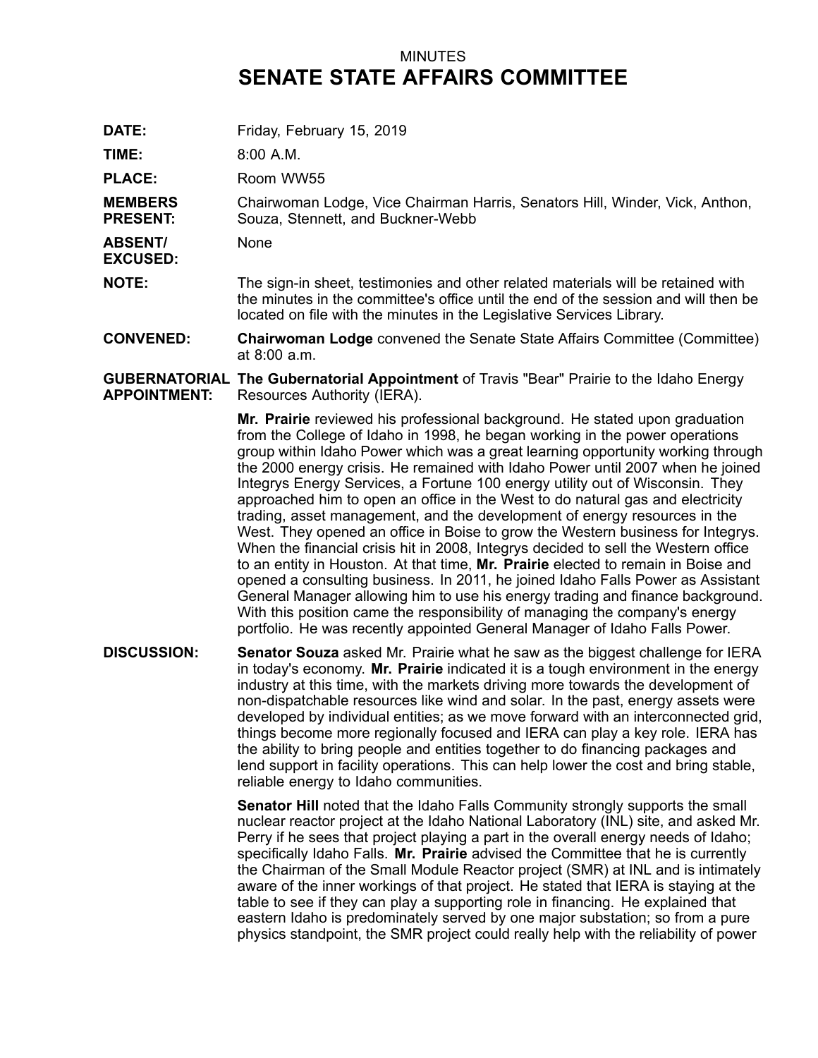MINUTES

# SENATE STATE AFFAIRS COMMITTEE

**DATE:** Friday, February 15, 2019

**TIME:** 8:00 A.M.

**PLACE:** Room WW55

**MEMBERS PRESENT:** Chairwoman Lodge, Vice Chairman Harris, Senators Hill, Winder, Vick, Anthon, Souza, Stennett, and Buckner-Webb

**ABSENT/ EXCUSED:** None

**NOTE:** The sign-in sheet, testimonies and other related materials will be retained with the minutes in the committee's office until the end of the session and will then be located on file with the minutes in the Legislative Services Library.

**CONVENED:** **Chairwoman Lodge** convened the Senate State Affairs Committee (Committee) at 8:00 a.m.

**GUBERNATORIAL APPOINTMENT:** **The Gubernatorial Appointment** of Travis "Bear" Prairie to the Idaho Energy Resources Authority (IERA).

**Mr. Prairie** reviewed his professional background. He stated upon graduation from the College of Idaho in 1998, he began working in the power operations group within Idaho Power which was a great learning opportunity working through the 2000 energy crisis. He remained with Idaho Power until 2007 when he joined Integrys Energy Services, a Fortune 100 energy utility out of Wisconsin. They approached him to open an office in the West to do natural gas and electricity trading, asset management, and the development of energy resources in the West. They opened an office in Boise to grow the Western business for Integrys. When the financial crisis hit in 2008, Integrys decided to sell the Western office to an entity in Houston. At that time, **Mr. Prairie** elected to remain in Boise and opened a consulting business. In 2011, he joined Idaho Falls Power as Assistant General Manager allowing him to use his energy trading and finance background. With this position came the responsibility of managing the company's energy portfolio. He was recently appointed General Manager of Idaho Falls Power.

**DISCUSSION:** **Senator Souza** asked Mr. Prairie what he saw as the biggest challenge for IERA in today's economy. **Mr. Prairie** indicated it is a tough environment in the energy industry at this time, with the markets driving more towards the development of non-dispatchable resources like wind and solar. In the past, energy assets were developed by individual entities; as we move forward with an interconnected grid, things become more regionally focused and IERA can play a key role. IERA has the ability to bring people and entities together to do financing packages and lend support in facility operations. This can help lower the cost and bring stable, reliable energy to Idaho communities.

**Senator Hill** noted that the Idaho Falls Community strongly supports the small nuclear reactor project at the Idaho National Laboratory (INL) site, and asked Mr. Perry if he sees that project playing a part in the overall energy needs of Idaho; specifically Idaho Falls. **Mr. Prairie** advised the Committee that he is currently the Chairman of the Small Module Reactor project (SMR) at INL and is intimately aware of the inner workings of that project. He stated that IERA is staying at the table to see if they can play a supporting role in financing. He explained that eastern Idaho is predominately served by one major substation; so from a pure physics standpoint, the SMR project could really help with the reliability of power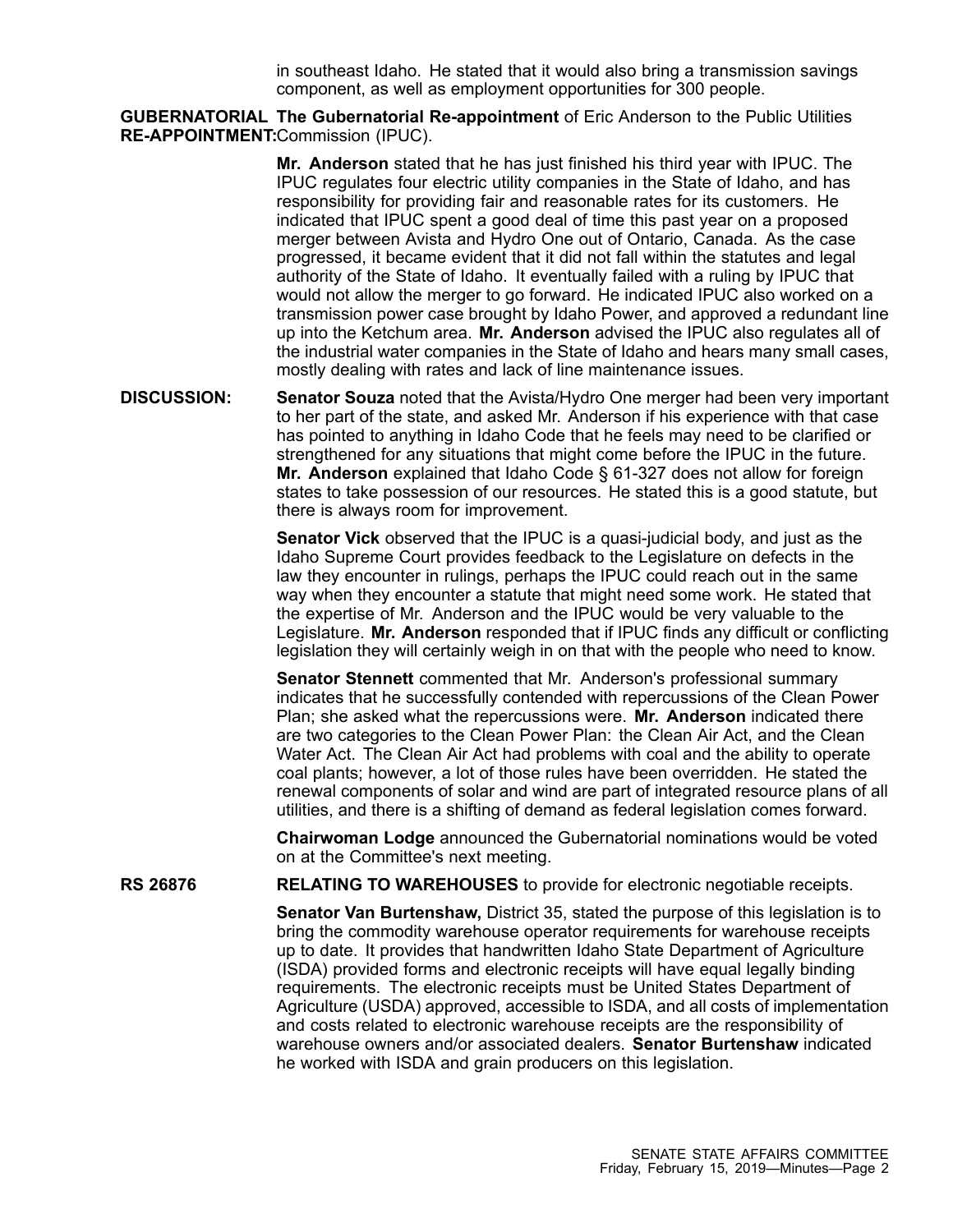in southeast Idaho. He stated that it would also bring a transmission savings component, as well as employment opportunities for 300 people.

**GUBERNATORIAL RE-APPOINTMENT:** **The Gubernatorial Re-appointment** of Eric Anderson to the Public Utilities Commission (IPUC).

**Mr. Anderson** stated that he has just finished his third year with IPUC. The IPUC regulates four electric utility companies in the State of Idaho, and has responsibility for providing fair and reasonable rates for its customers. He indicated that IPUC spent a good deal of time this past year on a proposed merger between Avista and Hydro One out of Ontario, Canada. As the case progressed, it became evident that it did not fall within the statutes and legal authority of the State of Idaho. It eventually failed with a ruling by IPUC that would not allow the merger to go forward. He indicated IPUC also worked on a transmission power case brought by Idaho Power, and approved a redundant line up into the Ketchum area. **Mr. Anderson** advised the IPUC also regulates all of the industrial water companies in the State of Idaho and hears many small cases, mostly dealing with rates and lack of line maintenance issues.

**DISCUSSION:** **Senator Souza** noted that the Avista/Hydro One merger had been very important to her part of the state, and asked Mr. Anderson if his experience with that case has pointed to anything in Idaho Code that he feels may need to be clarified or strengthened for any situations that might come before the IPUC in the future. **Mr. Anderson** explained that Idaho Code § 61-327 does not allow for foreign states to take possession of our resources. He stated this is a good statute, but there is always room for improvement.

**Senator Vick** observed that the IPUC is a quasi-judicial body, and just as the Idaho Supreme Court provides feedback to the Legislature on defects in the law they encounter in rulings, perhaps the IPUC could reach out in the same way when they encounter a statute that might need some work. He stated that the expertise of Mr. Anderson and the IPUC would be very valuable to the Legislature. **Mr. Anderson** responded that if IPUC finds any difficult or conflicting legislation they will certainly weigh in on that with the people who need to know.

**Senator Stennett** commented that Mr. Anderson's professional summary indicates that he successfully contended with repercussions of the Clean Power Plan; she asked what the repercussions were. **Mr. Anderson** indicated there are two categories to the Clean Power Plan: the Clean Air Act, and the Clean Water Act. The Clean Air Act had problems with coal and the ability to operate coal plants; however, a lot of those rules have been overridden. He stated the renewal components of solar and wind are part of integrated resource plans of all utilities, and there is a shifting of demand as federal legislation comes forward.

**Chairwoman Lodge** announced the Gubernatorial nominations would be voted on at the Committee's next meeting.

**RS 26876** **RELATING TO WAREHOUSES** to provide for electronic negotiable receipts.

**Senator Van Burtenshaw,** District 35, stated the purpose of this legislation is to bring the commodity warehouse operator requirements for warehouse receipts up to date. It provides that handwritten Idaho State Department of Agriculture (ISDA) provided forms and electronic receipts will have equal legally binding requirements. The electronic receipts must be United States Department of Agriculture (USDA) approved, accessible to ISDA, and all costs of implementation and costs related to electronic warehouse receipts are the responsibility of warehouse owners and/or associated dealers. **Senator Burtenshaw** indicated he worked with ISDA and grain producers on this legislation.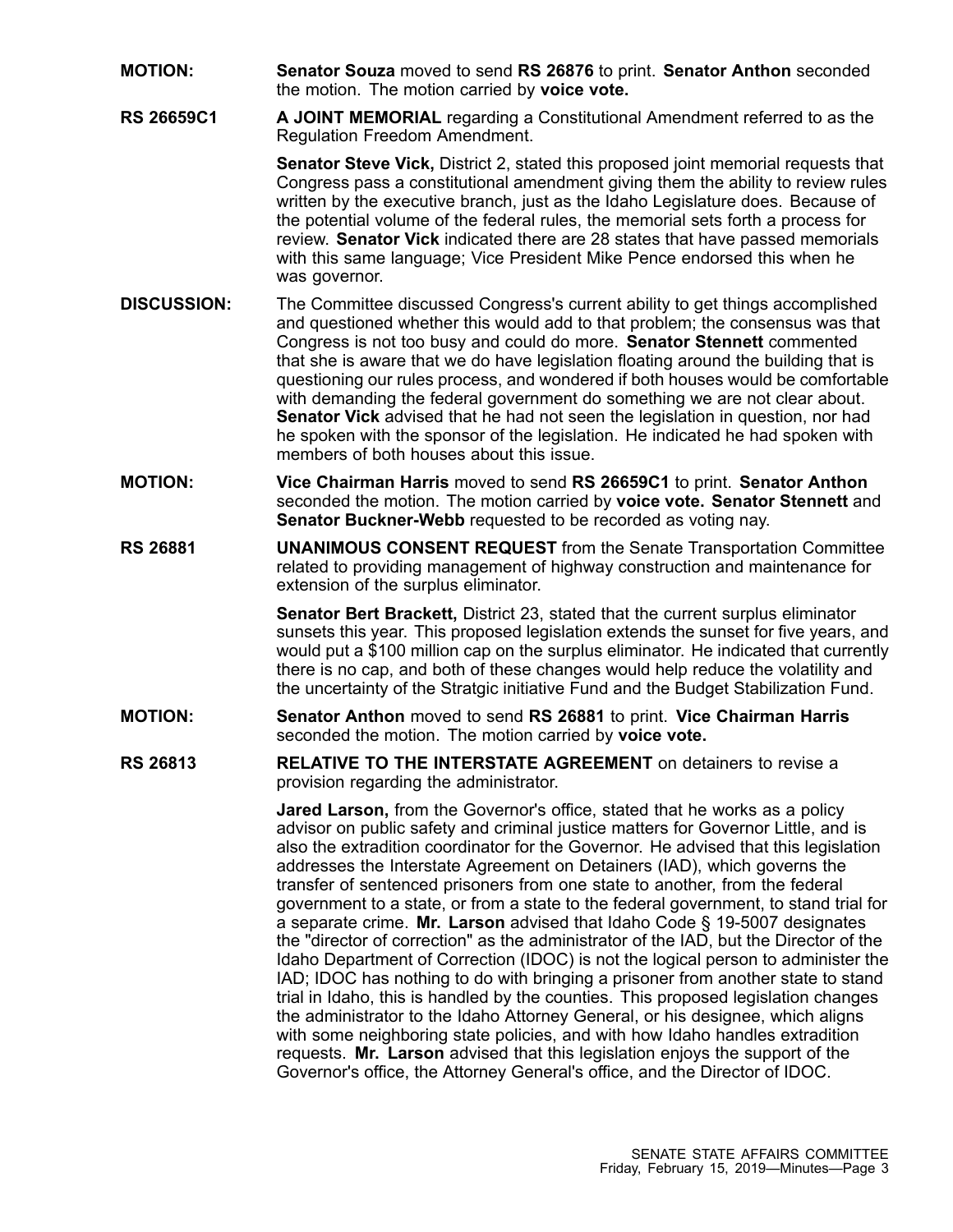**MOTION:** **Senator Souza** moved to send **RS 26876** to print. **Senator Anthon** seconded the motion. The motion carried by **voice vote.**

**RS 26659C1** **A JOINT MEMORIAL** regarding a Constitutional Amendment referred to as the Regulation Freedom Amendment.

**Senator Steve Vick,** District 2, stated this proposed joint memorial requests that Congress pass a constitutional amendment giving them the ability to review rules written by the executive branch, just as the Idaho Legislature does. Because of the potential volume of the federal rules, the memorial sets forth a process for review. **Senator Vick** indicated there are 28 states that have passed memorials with this same language; Vice President Mike Pence endorsed this when he was governor.

**DISCUSSION:** The Committee discussed Congress's current ability to get things accomplished and questioned whether this would add to that problem; the consensus was that Congress is not too busy and could do more. **Senator Stennett** commented that she is aware that we do have legislation floating around the building that is questioning our rules process, and wondered if both houses would be comfortable with demanding the federal government do something we are not clear about. **Senator Vick** advised that he had not seen the legislation in question, nor had he spoken with the sponsor of the legislation. He indicated he had spoken with members of both houses about this issue.

**MOTION:** **Vice Chairman Harris** moved to send **RS 26659C1** to print. **Senator Anthon** seconded the motion. The motion carried by **voice vote. Senator Stennett** and **Senator Buckner-Webb** requested to be recorded as voting nay.

**RS 26881** **UNANIMOUS CONSENT REQUEST** from the Senate Transportation Committee related to providing management of highway construction and maintenance for extension of the surplus eliminator.

**Senator Bert Brackett,** District 23, stated that the current surplus eliminator sunsets this year. This proposed legislation extends the sunset for five years, and would put a $100 million cap on the surplus eliminator. He indicated that currently there is no cap, and both of these changes would help reduce the volatility and the uncertainty of the Stratgic initiative Fund and the Budget Stabilization Fund.

**MOTION:** **Senator Anthon** moved to send **RS 26881** to print. **Vice Chairman Harris** seconded the motion. The motion carried by **voice vote.**

**RS 26813** **RELATIVE TO THE INTERSTATE AGREEMENT** on detainers to revise a provision regarding the administrator.

**Jared Larson,** from the Governor's office, stated that he works as a policy advisor on public safety and criminal justice matters for Governor Little, and is also the extradition coordinator for the Governor. He advised that this legislation addresses the Interstate Agreement on Detainers (IAD), which governs the transfer of sentenced prisoners from one state to another, from the federal government to a state, or from a state to the federal government, to stand trial for a separate crime. **Mr. Larson** advised that Idaho Code § 19-5007 designates the "director of correction" as the administrator of the IAD, but the Director of the Idaho Department of Correction (IDOC) is not the logical person to administer the IAD; IDOC has nothing to do with bringing a prisoner from another state to stand trial in Idaho, this is handled by the counties. This proposed legislation changes the administrator to the Idaho Attorney General, or his designee, which aligns with some neighboring state policies, and with how Idaho handles extradition requests. **Mr. Larson** advised that this legislation enjoys the support of the Governor's office, the Attorney General's office, and the Director of IDOC.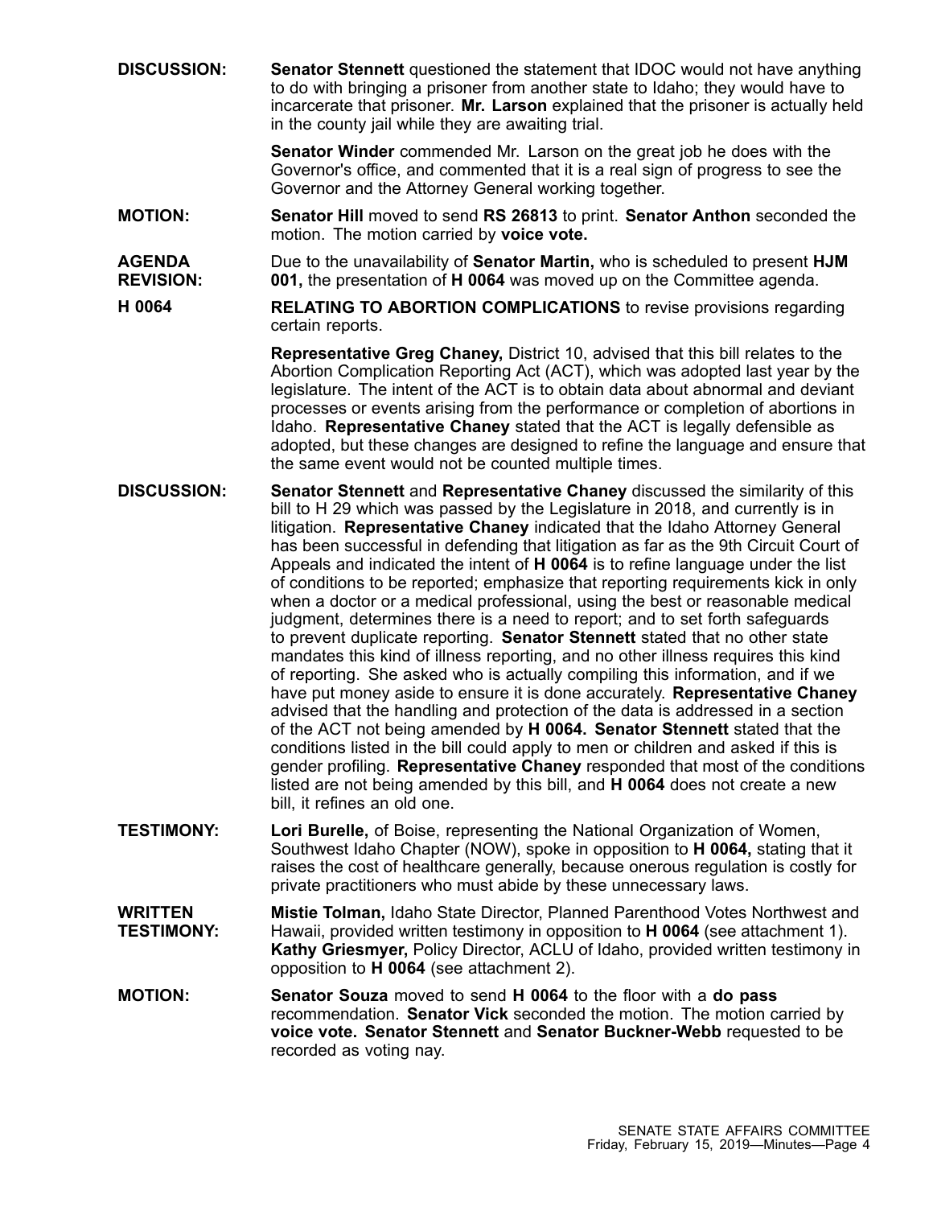**DISCUSSION:** **Senator Stennett** questioned the statement that IDOC would not have anything to do with bringing a prisoner from another state to Idaho; they would have to incarcerate that prisoner. **Mr. Larson** explained that the prisoner is actually held in the county jail while they are awaiting trial.

**Senator Winder** commended Mr. Larson on the great job he does with the Governor's office, and commented that it is a real sign of progress to see the Governor and the Attorney General working together.

**MOTION:** **Senator Hill** moved to send **RS 26813** to print. **Senator Anthon** seconded the motion. The motion carried by **voice vote.**

**AGENDA REVISION:** Due to the unavailability of **Senator Martin,** who is scheduled to present **HJM 001,** the presentation of **H 0064** was moved up on the Committee agenda.

**H 0064** **RELATING TO ABORTION COMPLICATIONS** to revise provisions regarding certain reports.

**Representative Greg Chaney,** District 10, advised that this bill relates to the Abortion Complication Reporting Act (ACT), which was adopted last year by the legislature. The intent of the ACT is to obtain data about abnormal and deviant processes or events arising from the performance or completion of abortions in Idaho. **Representative Chaney** stated that the ACT is legally defensible as adopted, but these changes are designed to refine the language and ensure that the same event would not be counted multiple times.

**DISCUSSION:** **Senator Stennett** and **Representative Chaney** discussed the similarity of this bill to H 29 which was passed by the Legislature in 2018, and currently is in litigation. **Representative Chaney** indicated that the Idaho Attorney General has been successful in defending that litigation as far as the 9th Circuit Court of Appeals and indicated the intent of **H 0064** is to refine language under the list of conditions to be reported; emphasize that reporting requirements kick in only when a doctor or a medical professional, using the best or reasonable medical judgment, determines there is a need to report; and to set forth safeguards to prevent duplicate reporting. **Senator Stennett** stated that no other state mandates this kind of illness reporting, and no other illness requires this kind of reporting. She asked who is actually compiling this information, and if we have put money aside to ensure it is done accurately. **Representative Chaney** advised that the handling and protection of the data is addressed in a section of the ACT not being amended by **H 0064. Senator Stennett** stated that the conditions listed in the bill could apply to men or children and asked if this is gender profiling. **Representative Chaney** responded that most of the conditions listed are not being amended by this bill, and **H 0064** does not create a new bill, it refines an old one.

**TESTIMONY:** **Lori Burelle,** of Boise, representing the National Organization of Women, Southwest Idaho Chapter (NOW), spoke in opposition to **H 0064,** stating that it raises the cost of healthcare generally, because onerous regulation is costly for private practitioners who must abide by these unnecessary laws.

**WRITTEN TESTIMONY:** **Mistie Tolman,** Idaho State Director, Planned Parenthood Votes Northwest and Hawaii, provided written testimony in opposition to **H 0064** (see attachment 1). **Kathy Griesmyer,** Policy Director, ACLU of Idaho, provided written testimony in opposition to **H 0064** (see attachment 2).

**MOTION:** **Senator Souza** moved to send **H 0064** to the floor with a **do pass** recommendation. **Senator Vick** seconded the motion. The motion carried by **voice vote. Senator Stennett** and **Senator Buckner-Webb** requested to be recorded as voting nay.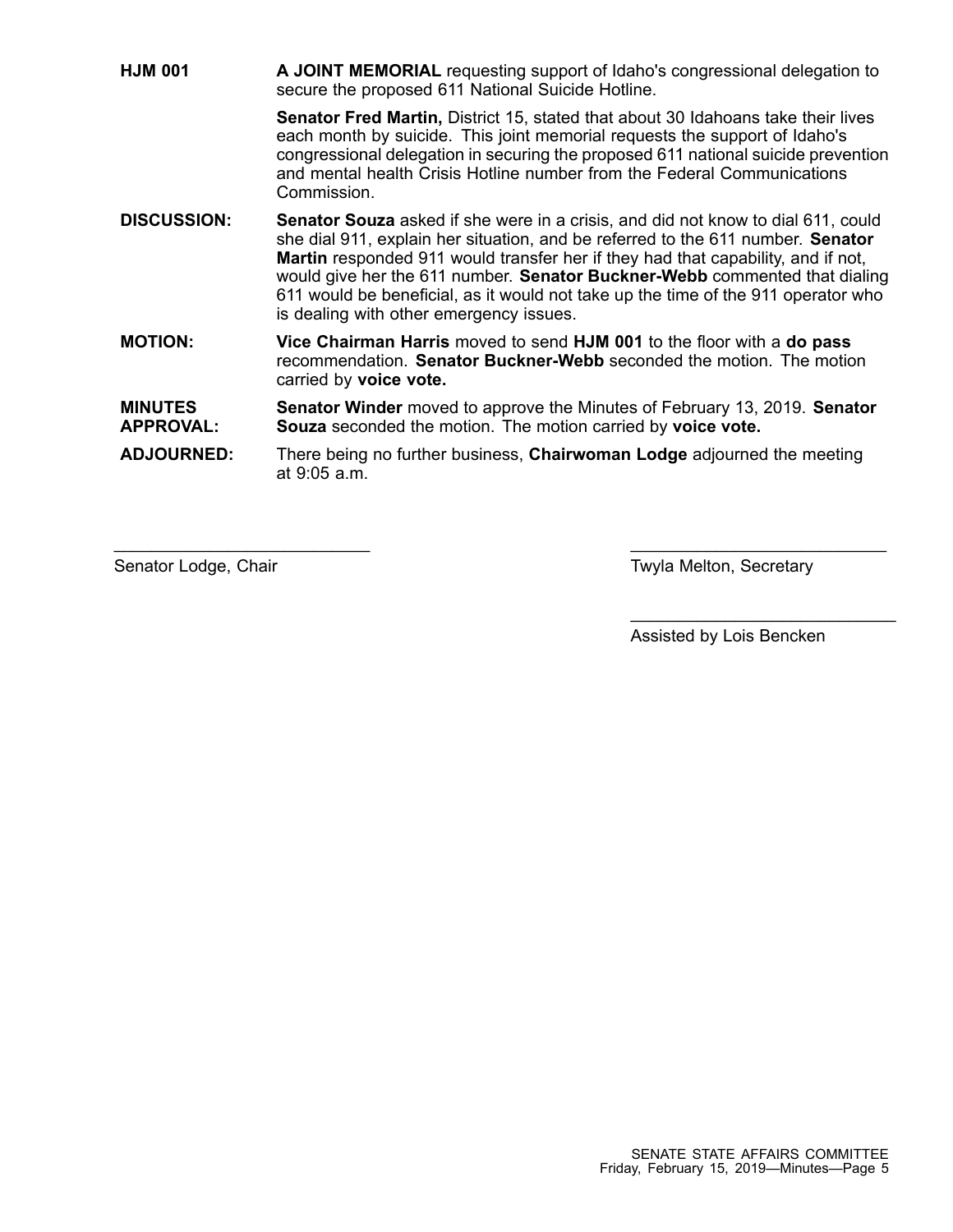**HJM 001** **A JOINT MEMORIAL** requesting support of Idaho's congressional delegation to secure the proposed 611 National Suicide Hotline.

**Senator Fred Martin,** District 15, stated that about 30 Idahoans take their lives each month by suicide. This joint memorial requests the support of Idaho's congressional delegation in securing the proposed 611 national suicide prevention and mental health Crisis Hotline number from the Federal Communications Commission.

**DISCUSSION:** **Senator Souza** asked if she were in a crisis, and did not know to dial 611, could she dial 911, explain her situation, and be referred to the 611 number. **Senator Martin** responded 911 would transfer her if they had that capability, and if not, would give her the 611 number. **Senator Buckner-Webb** commented that dialing 611 would be beneficial, as it would not take up the time of the 911 operator who is dealing with other emergency issues.

**MOTION:** **Vice Chairman Harris** moved to send **HJM 001** to the floor with a **do pass** recommendation. **Senator Buckner-Webb** seconded the motion. The motion carried by **voice vote.**

**MINUTES APPROVAL:** **Senator Winder** moved to approve the Minutes of February 13, 2019. **Senator Souza** seconded the motion. The motion carried by **voice vote.**

**ADJOURNED:** There being no further business, **Chairwoman Lodge** adjourned the meeting at 9:05 a.m.

___________________________
Senator Lodge, Chair

___________________________
Twyla Melton, Secretary

___________________________
Assisted by Lois Bencken